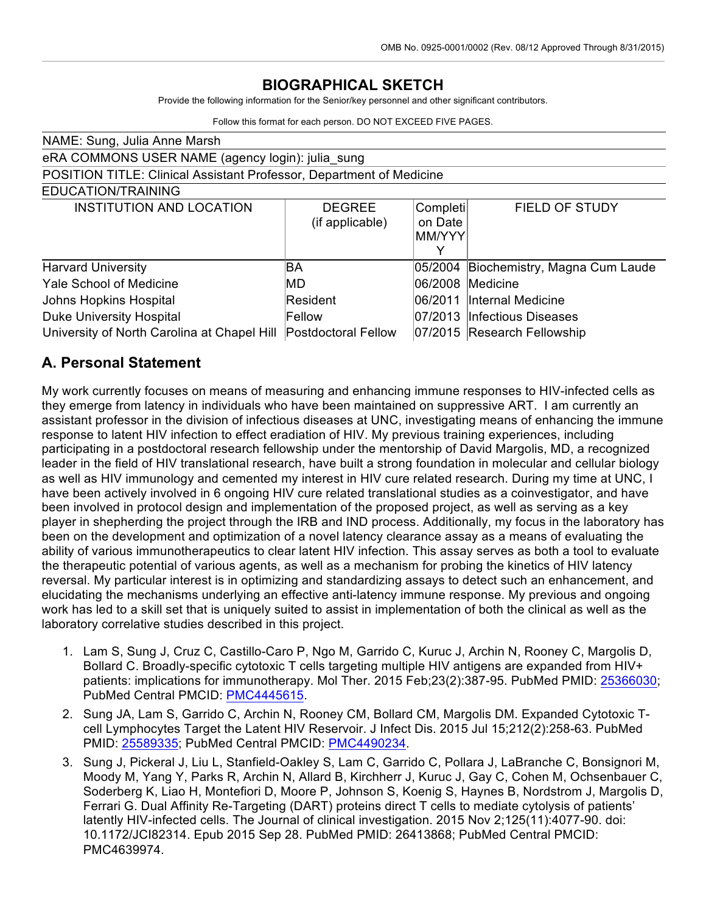OMB No. 0925-0001/0002 (Rev. 08/12 Approved Through 8/31/2015)

# BIOGRAPHICAL SKETCH

Provide the following information for the Senior/key personnel and other significant contributors.

Follow this format for each person. DO NOT EXCEED FIVE PAGES.

NAME: Sung, Julia Anne Marsh

eRA COMMONS USER NAME (agency login): julia_sung

POSITION TITLE: Clinical Assistant Professor, Department of Medicine

EDUCATION/TRAINING

| INSTITUTION AND LOCATION | DEGREE (if applicable) | Completion Date MM/YYYY | FIELD OF STUDY |
|---|---|---|---|
| Harvard University | BA | 05/2004 | Biochemistry, Magna Cum Laude |
| Yale School of Medicine | MD | 06/2008 | Medicine |
| Johns Hopkins Hospital | Resident | 06/2011 | Internal Medicine |
| Duke University Hospital | Fellow | 07/2013 | Infectious Diseases |
| University of North Carolina at Chapel Hill | Postdoctoral Fellow | 07/2015 | Research Fellowship |

## A. Personal Statement

My work currently focuses on means of measuring and enhancing immune responses to HIV-infected cells as they emerge from latency in individuals who have been maintained on suppressive ART. I am currently an assistant professor in the division of infectious diseases at UNC, investigating means of enhancing the immune response to latent HIV infection to effect eradiation of HIV. My previous training experiences, including participating in a postdoctoral research fellowship under the mentorship of David Margolis, MD, a recognized leader in the field of HIV translational research, have built a strong foundation in molecular and cellular biology as well as HIV immunology and cemented my interest in HIV cure related research. During my time at UNC, I have been actively involved in 6 ongoing HIV cure related translational studies as a coinvestigator, and have been involved in protocol design and implementation of the proposed project, as well as serving as a key player in shepherding the project through the IRB and IND process. Additionally, my focus in the laboratory has been on the development and optimization of a novel latency clearance assay as a means of evaluating the ability of various immunotherapeutics to clear latent HIV infection. This assay serves as both a tool to evaluate the therapeutic potential of various agents, as well as a mechanism for probing the kinetics of HIV latency reversal. My particular interest is in optimizing and standardizing assays to detect such an enhancement, and elucidating the mechanisms underlying an effective anti-latency immune response. My previous and ongoing work has led to a skill set that is uniquely suited to assist in implementation of both the clinical as well as the laboratory correlative studies described in this project.

1. Lam S, Sung J, Cruz C, Castillo-Caro P, Ngo M, Garrido C, Kuruc J, Archin N, Rooney C, Margolis D, Bollard C. Broadly-specific cytotoxic T cells targeting multiple HIV antigens are expanded from HIV+ patients: implications for immunotherapy. Mol Ther. 2015 Feb;23(2):387-95. PubMed PMID: 25366030; PubMed Central PMCID: PMC4445615.
2. Sung JA, Lam S, Garrido C, Archin N, Rooney CM, Bollard CM, Margolis DM. Expanded Cytotoxic T-cell Lymphocytes Target the Latent HIV Reservoir. J Infect Dis. 2015 Jul 15;212(2):258-63. PubMed PMID: 25589335; PubMed Central PMCID: PMC4490234.
3. Sung J, Pickeral J, Liu L, Stanfield-Oakley S, Lam C, Garrido C, Pollara J, LaBranche C, Bonsignori M, Moody M, Yang Y, Parks R, Archin N, Allard B, Kirchherr J, Kuruc J, Gay C, Cohen M, Ochsenbauer C, Soderberg K, Liao H, Montefiori D, Moore P, Johnson S, Koenig S, Haynes B, Nordstrom J, Margolis D, Ferrari G. Dual Affinity Re-Targeting (DART) proteins direct T cells to mediate cytolysis of patients' latently HIV-infected cells. The Journal of clinical investigation. 2015 Nov 2;125(11):4077-90. doi: 10.1172/JCI82314. Epub 2015 Sep 28. PubMed PMID: 26413868; PubMed Central PMCID: PMC4639974.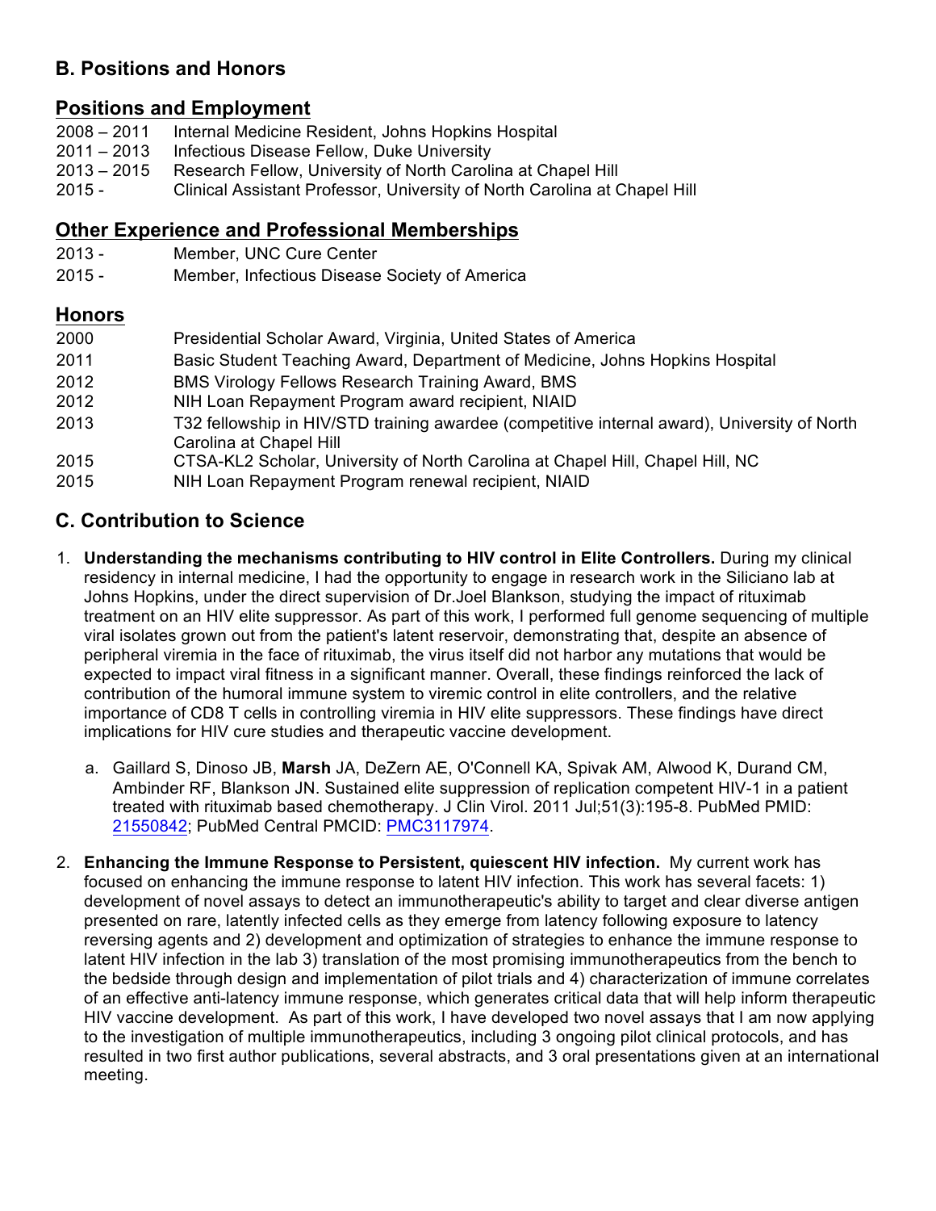## B. Positions and Honors

### Positions and Employment

2008 – 2011 Internal Medicine Resident, Johns Hopkins Hospital
2011 – 2013 Infectious Disease Fellow, Duke University
2013 – 2015 Research Fellow, University of North Carolina at Chapel Hill
2015 - Clinical Assistant Professor, University of North Carolina at Chapel Hill

### Other Experience and Professional Memberships

2013 - Member, UNC Cure Center
2015 - Member, Infectious Disease Society of America

### Honors

2000 Presidential Scholar Award, Virginia, United States of America
2011 Basic Student Teaching Award, Department of Medicine, Johns Hopkins Hospital
2012 BMS Virology Fellows Research Training Award, BMS
2012 NIH Loan Repayment Program award recipient, NIAID
2013 T32 fellowship in HIV/STD training awardee (competitive internal award), University of North Carolina at Chapel Hill
2015 CTSA-KL2 Scholar, University of North Carolina at Chapel Hill, Chapel Hill, NC
2015 NIH Loan Repayment Program renewal recipient, NIAID

## C. Contribution to Science

1. **Understanding the mechanisms contributing to HIV control in Elite Controllers.** During my clinical residency in internal medicine, I had the opportunity to engage in research work in the Siliciano lab at Johns Hopkins, under the direct supervision of Dr.Joel Blankson, studying the impact of rituximab treatment on an HIV elite suppressor. As part of this work, I performed full genome sequencing of multiple viral isolates grown out from the patient's latent reservoir, demonstrating that, despite an absence of peripheral viremia in the face of rituximab, the virus itself did not harbor any mutations that would be expected to impact viral fitness in a significant manner. Overall, these findings reinforced the lack of contribution of the humoral immune system to viremic control in elite controllers, and the relative importance of CD8 T cells in controlling viremia in HIV elite suppressors. These findings have direct implications for HIV cure studies and therapeutic vaccine development.

   a. Gaillard S, Dinoso JB, **Marsh** JA, DeZern AE, O'Connell KA, Spivak AM, Alwood K, Durand CM, Ambinder RF, Blankson JN. Sustained elite suppression of replication competent HIV-1 in a patient treated with rituximab based chemotherapy. J Clin Virol. 2011 Jul;51(3):195-8. PubMed PMID: 21550842; PubMed Central PMCID: PMC3117974.

2. **Enhancing the Immune Response to Persistent, quiescent HIV infection.** My current work has focused on enhancing the immune response to latent HIV infection. This work has several facets: 1) development of novel assays to detect an immunotherapeutic's ability to target and clear diverse antigen presented on rare, latently infected cells as they emerge from latency following exposure to latency reversing agents and 2) development and optimization of strategies to enhance the immune response to latent HIV infection in the lab 3) translation of the most promising immunotherapeutics from the bench to the bedside through design and implementation of pilot trials and 4) characterization of immune correlates of an effective anti-latency immune response, which generates critical data that will help inform therapeutic HIV vaccine development. As part of this work, I have developed two novel assays that I am now applying to the investigation of multiple immunotherapeutics, including 3 ongoing pilot clinical protocols, and has resulted in two first author publications, several abstracts, and 3 oral presentations given at an international meeting.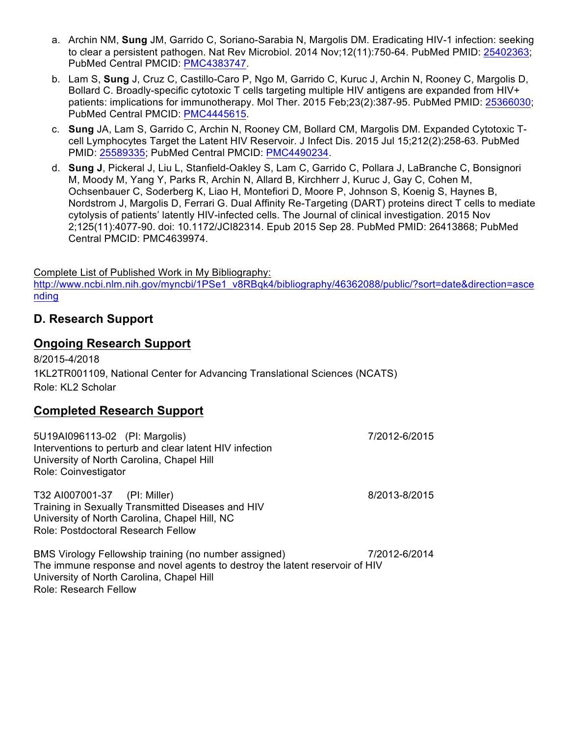a. Archin NM, **Sung** JM, Garrido C, Soriano-Sarabia N, Margolis DM. Eradicating HIV-1 infection: seeking to clear a persistent pathogen. Nat Rev Microbiol. 2014 Nov;12(11):750-64. PubMed PMID: 25402363; PubMed Central PMCID: PMC4383747.

b. Lam S, **Sung** J, Cruz C, Castillo-Caro P, Ngo M, Garrido C, Kuruc J, Archin N, Rooney C, Margolis D, Bollard C. Broadly-specific cytotoxic T cells targeting multiple HIV antigens are expanded from HIV+ patients: implications for immunotherapy. Mol Ther. 2015 Feb;23(2):387-95. PubMed PMID: 25366030; PubMed Central PMCID: PMC4445615.

c. **Sung** JA, Lam S, Garrido C, Archin N, Rooney CM, Bollard CM, Margolis DM. Expanded Cytotoxic T-cell Lymphocytes Target the Latent HIV Reservoir. J Infect Dis. 2015 Jul 15;212(2):258-63. PubMed PMID: 25589335; PubMed Central PMCID: PMC4490234.

d. **Sung J**, Pickeral J, Liu L, Stanfield-Oakley S, Lam C, Garrido C, Pollara J, LaBranche C, Bonsignori M, Moody M, Yang Y, Parks R, Archin N, Allard B, Kirchherr J, Kuruc J, Gay C, Cohen M, Ochsenbauer C, Soderberg K, Liao H, Montefiori D, Moore P, Johnson S, Koenig S, Haynes B, Nordstrom J, Margolis D, Ferrari G. Dual Affinity Re-Targeting (DART) proteins direct T cells to mediate cytolysis of patients' latently HIV-infected cells. The Journal of clinical investigation. 2015 Nov 2;125(11):4077-90. doi: 10.1172/JCI82314. Epub 2015 Sep 28. PubMed PMID: 26413868; PubMed Central PMCID: PMC4639974.

Complete List of Published Work in My Bibliography:
http://www.ncbi.nlm.nih.gov/myncbi/1PSe1_v8RBqk4/bibliography/46362088/public/?sort=date&direction=ascending

## D. Research Support

## Ongoing Research Support

8/2015-4/2018
1KL2TR001109, National Center for Advancing Translational Sciences (NCATS)
Role: KL2 Scholar

## Completed Research Support

5U19AI096113-02 (PI: Margolis) 7/2012-6/2015
Interventions to perturb and clear latent HIV infection
University of North Carolina, Chapel Hill
Role: Coinvestigator

T32 AI007001-37 (PI: Miller) 8/2013-8/2015
Training in Sexually Transmitted Diseases and HIV
University of North Carolina, Chapel Hill, NC
Role: Postdoctoral Research Fellow

BMS Virology Fellowship training (no number assigned) 7/2012-6/2014
The immune response and novel agents to destroy the latent reservoir of HIV
University of North Carolina, Chapel Hill
Role: Research Fellow